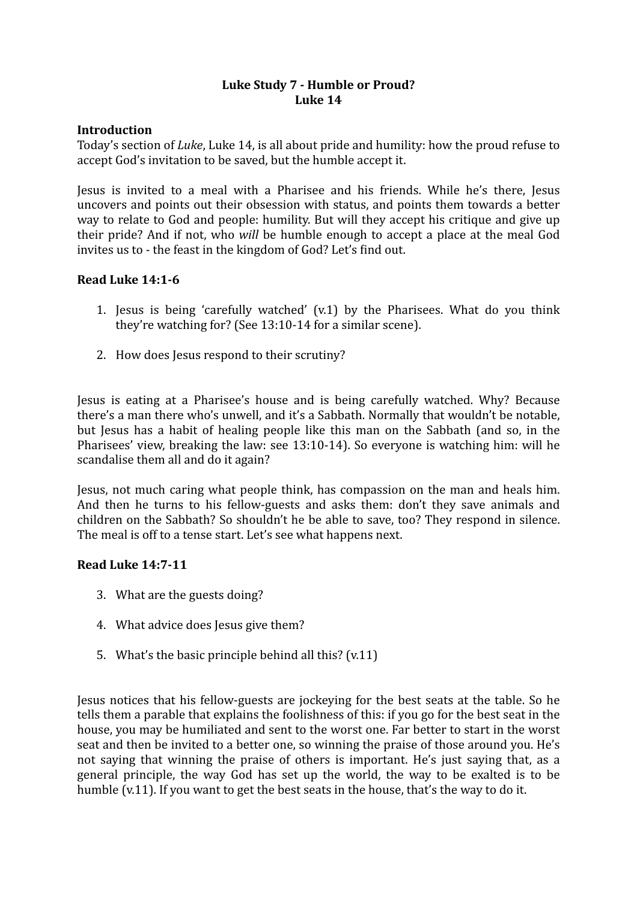**Luke Study 7 - Humble or Proud?**
**Luke 14**

**Introduction**

Today's section of *Luke*, Luke 14, is all about pride and humility: how the proud refuse to accept God's invitation to be saved, but the humble accept it.

Jesus is invited to a meal with a Pharisee and his friends. While he's there, Jesus uncovers and points out their obsession with status, and points them towards a better way to relate to God and people: humility. But will they accept his critique and give up their pride? And if not, who *will* be humble enough to accept a place at the meal God invites us to - the feast in the kingdom of God? Let's find out.

**Read Luke 14:1-6**

1. Jesus is being 'carefully watched' (v.1) by the Pharisees. What do you think they're watching for? (See 13:10-14 for a similar scene).
2. How does Jesus respond to their scrutiny?

Jesus is eating at a Pharisee's house and is being carefully watched. Why? Because there's a man there who's unwell, and it's a Sabbath. Normally that wouldn't be notable, but Jesus has a habit of healing people like this man on the Sabbath (and so, in the Pharisees' view, breaking the law: see 13:10-14). So everyone is watching him: will he scandalise them all and do it again?

Jesus, not much caring what people think, has compassion on the man and heals him. And then he turns to his fellow-guests and asks them: don't they save animals and children on the Sabbath? So shouldn't he be able to save, too? They respond in silence. The meal is off to a tense start. Let's see what happens next.

**Read Luke 14:7-11**

3. What are the guests doing?
4. What advice does Jesus give them?
5. What's the basic principle behind all this? (v.11)

Jesus notices that his fellow-guests are jockeying for the best seats at the table. So he tells them a parable that explains the foolishness of this: if you go for the best seat in the house, you may be humiliated and sent to the worst one. Far better to start in the worst seat and then be invited to a better one, so winning the praise of those around you. He's not saying that winning the praise of others is important. He's just saying that, as a general principle, the way God has set up the world, the way to be exalted is to be humble (v.11). If you want to get the best seats in the house, that's the way to do it.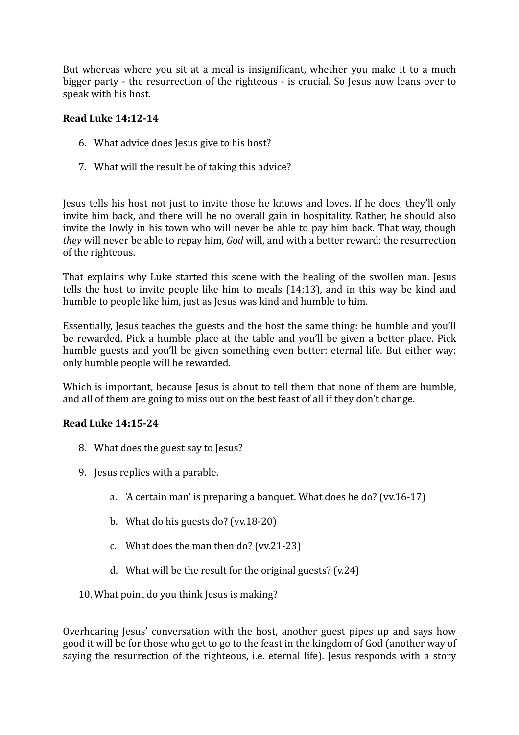But whereas where you sit at a meal is insignificant, whether you make it to a much bigger party - the resurrection of the righteous - is crucial. So Jesus now leans over to speak with his host.

**Read Luke 14:12-14**

6. What advice does Jesus give to his host?

7. What will the result be of taking this advice?

Jesus tells his host not just to invite those he knows and loves. If he does, they'll only invite him back, and there will be no overall gain in hospitality. Rather, he should also invite the lowly in his town who will never be able to pay him back. That way, though *they* will never be able to repay him, *God* will, and with a better reward: the resurrection of the righteous.

That explains why Luke started this scene with the healing of the swollen man. Jesus tells the host to invite people like him to meals (14:13), and in this way be kind and humble to people like him, just as Jesus was kind and humble to him.

Essentially, Jesus teaches the guests and the host the same thing: be humble and you'll be rewarded. Pick a humble place at the table and you'll be given a better place. Pick humble guests and you'll be given something even better: eternal life. But either way: only humble people will be rewarded.

Which is important, because Jesus is about to tell them that none of them are humble, and all of them are going to miss out on the best feast of all if they don't change.

**Read Luke 14:15-24**

8. What does the guest say to Jesus?

9. Jesus replies with a parable.

   a. 'A certain man' is preparing a banquet. What does he do? (vv.16-17)

   b. What do his guests do? (vv.18-20)

   c. What does the man then do? (vv.21-23)

   d. What will be the result for the original guests? (v.24)

10. What point do you think Jesus is making?

Overhearing Jesus' conversation with the host, another guest pipes up and says how good it will be for those who get to go to the feast in the kingdom of God (another way of saying the resurrection of the righteous, i.e. eternal life). Jesus responds with a story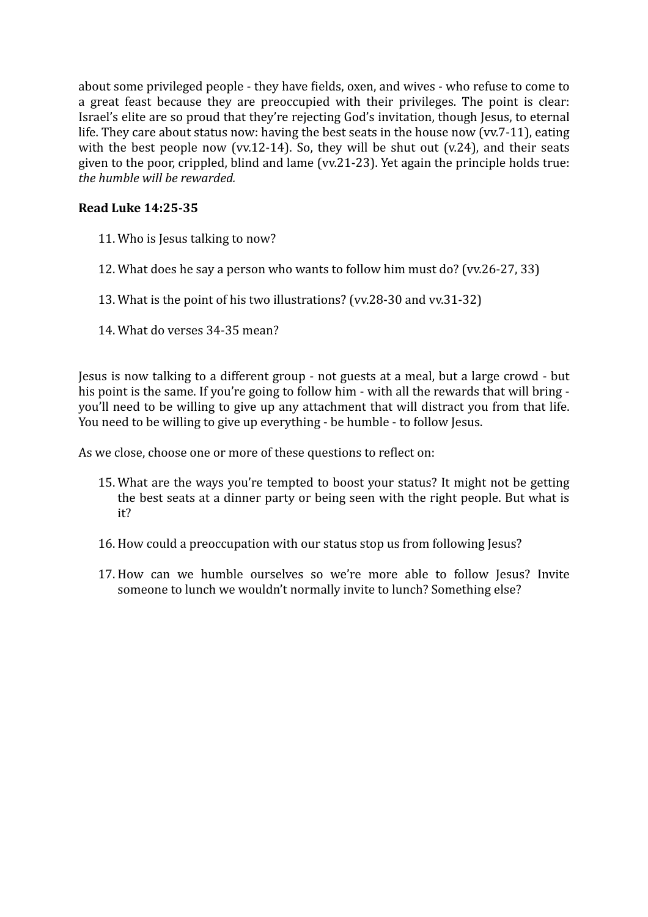about some privileged people - they have fields, oxen, and wives - who refuse to come to a great feast because they are preoccupied with their privileges. The point is clear: Israel's elite are so proud that they're rejecting God's invitation, though Jesus, to eternal life. They care about status now: having the best seats in the house now (vv.7-11), eating with the best people now (vv.12-14). So, they will be shut out (v.24), and their seats given to the poor, crippled, blind and lame (vv.21-23). Yet again the principle holds true: *the humble will be rewarded.*

**Read Luke 14:25-35**

11. Who is Jesus talking to now?

12. What does he say a person who wants to follow him must do? (vv.26-27, 33)

13. What is the point of his two illustrations? (vv.28-30 and vv.31-32)

14. What do verses 34-35 mean?

Jesus is now talking to a different group - not guests at a meal, but a large crowd - but his point is the same. If you're going to follow him - with all the rewards that will bring - you'll need to be willing to give up any attachment that will distract you from that life. You need to be willing to give up everything - be humble - to follow Jesus.

As we close, choose one or more of these questions to reflect on:

15. What are the ways you're tempted to boost your status? It might not be getting the best seats at a dinner party or being seen with the right people. But what is it?

16. How could a preoccupation with our status stop us from following Jesus?

17. How can we humble ourselves so we're more able to follow Jesus? Invite someone to lunch we wouldn't normally invite to lunch? Something else?